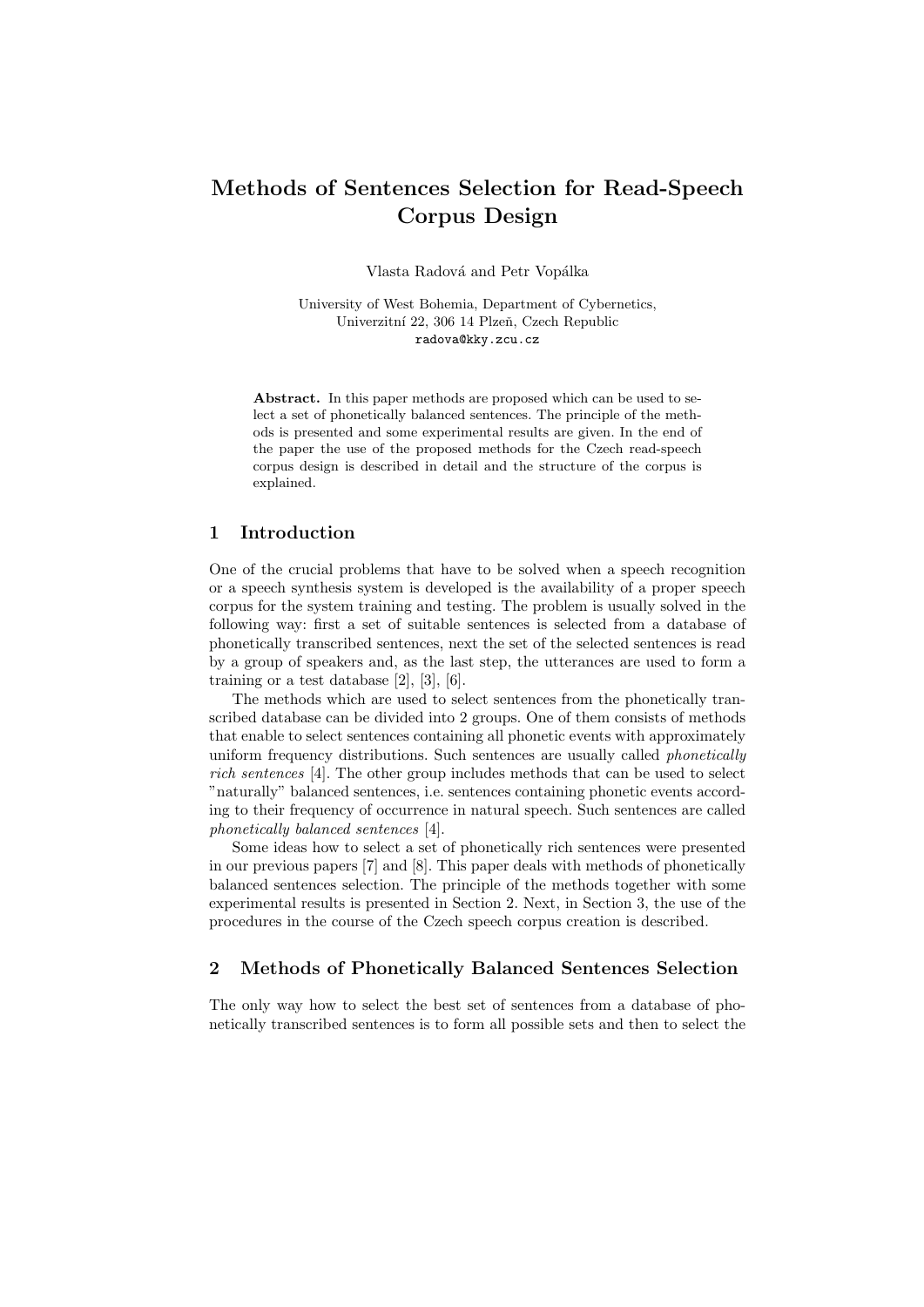# Methods of Sentences Selection for Read-Speech Corpus Design

Vlasta Radová and Petr Vopálka

University of West Bohemia, Department of Cybernetics,
Univerzitní 22, 306 14 Plzeň, Czech Republic
radova@kky.zcu.cz

**Abstract.** In this paper methods are proposed which can be used to select a set of phonetically balanced sentences. The principle of the methods is presented and some experimental results are given. In the end of the paper the use of the proposed methods for the Czech read-speech corpus design is described in detail and the structure of the corpus is explained.

## 1 Introduction

One of the crucial problems that have to be solved when a speech recognition or a speech synthesis system is developed is the availability of a proper speech corpus for the system training and testing. The problem is usually solved in the following way: first a set of suitable sentences is selected from a database of phonetically transcribed sentences, next the set of the selected sentences is read by a group of speakers and, as the last step, the utterances are used to form a training or a test database [2], [3], [6].

The methods which are used to select sentences from the phonetically transcribed database can be divided into 2 groups. One of them consists of methods that enable to select sentences containing all phonetic events with approximately uniform frequency distributions. Such sentences are usually called *phonetically rich sentences* [4]. The other group includes methods that can be used to select "naturally" balanced sentences, i.e. sentences containing phonetic events according to their frequency of occurrence in natural speech. Such sentences are called *phonetically balanced sentences* [4].

Some ideas how to select a set of phonetically rich sentences were presented in our previous papers [7] and [8]. This paper deals with methods of phonetically balanced sentences selection. The principle of the methods together with some experimental results is presented in Section 2. Next, in Section 3, the use of the procedures in the course of the Czech speech corpus creation is described.

## 2 Methods of Phonetically Balanced Sentences Selection

The only way how to select the best set of sentences from a database of phonetically transcribed sentences is to form all possible sets and then to select the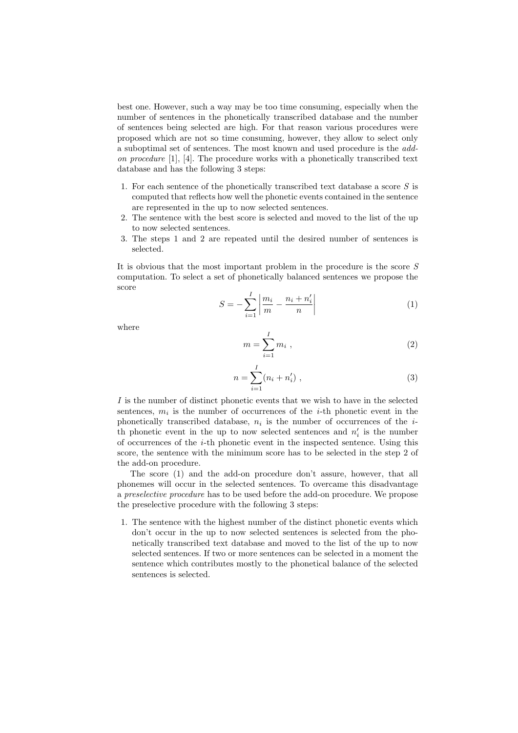best one. However, such a way may be too time consuming, especially when the number of sentences in the phonetically transcribed database and the number of sentences being selected are high. For that reason various procedures were proposed which are not so time consuming, however, they allow to select only a suboptimal set of sentences. The most known and used procedure is the *add-on procedure* [1], [4]. The procedure works with a phonetically transcribed text database and has the following 3 steps:

1. For each sentence of the phonetically transcribed text database a score $S$ is computed that reflects how well the phonetic events contained in the sentence are represented in the up to now selected sentences.
2. The sentence with the best score is selected and moved to the list of the up to now selected sentences.
3. The steps 1 and 2 are repeated until the desired number of sentences is selected.

It is obvious that the most important problem in the procedure is the score $S$ computation. To select a set of phonetically balanced sentences we propose the score

$$S = -\sum_{i=1}^{I} \left| \frac{m_i}{m} - \frac{n_i + n_i'}{n} \right| \tag{1}$$

where

$$m = \sum_{i=1}^{I} m_i \ , \tag{2}$$

$$n = \sum_{i=1}^{I} (n_i + n_i') \ , \tag{3}$$

$I$ is the number of distinct phonetic events that we wish to have in the selected sentences, $m_i$ is the number of occurrences of the $i$-th phonetic event in the phonetically transcribed database, $n_i$ is the number of occurrences of the $i$-th phonetic event in the up to now selected sentences and $n_i'$ is the number of occurrences of the $i$-th phonetic event in the inspected sentence. Using this score, the sentence with the minimum score has to be selected in the step 2 of the add-on procedure.

The score (1) and the add-on procedure don't assure, however, that all phonemes will occur in the selected sentences. To overcame this disadvantage a *preselective procedure* has to be used before the add-on procedure. We propose the preselective procedure with the following 3 steps:

1. The sentence with the highest number of the distinct phonetic events which don't occur in the up to now selected sentences is selected from the phonetically transcribed text database and moved to the list of the up to now selected sentences. If two or more sentences can be selected in a moment the sentence which contributes mostly to the phonetical balance of the selected sentences is selected.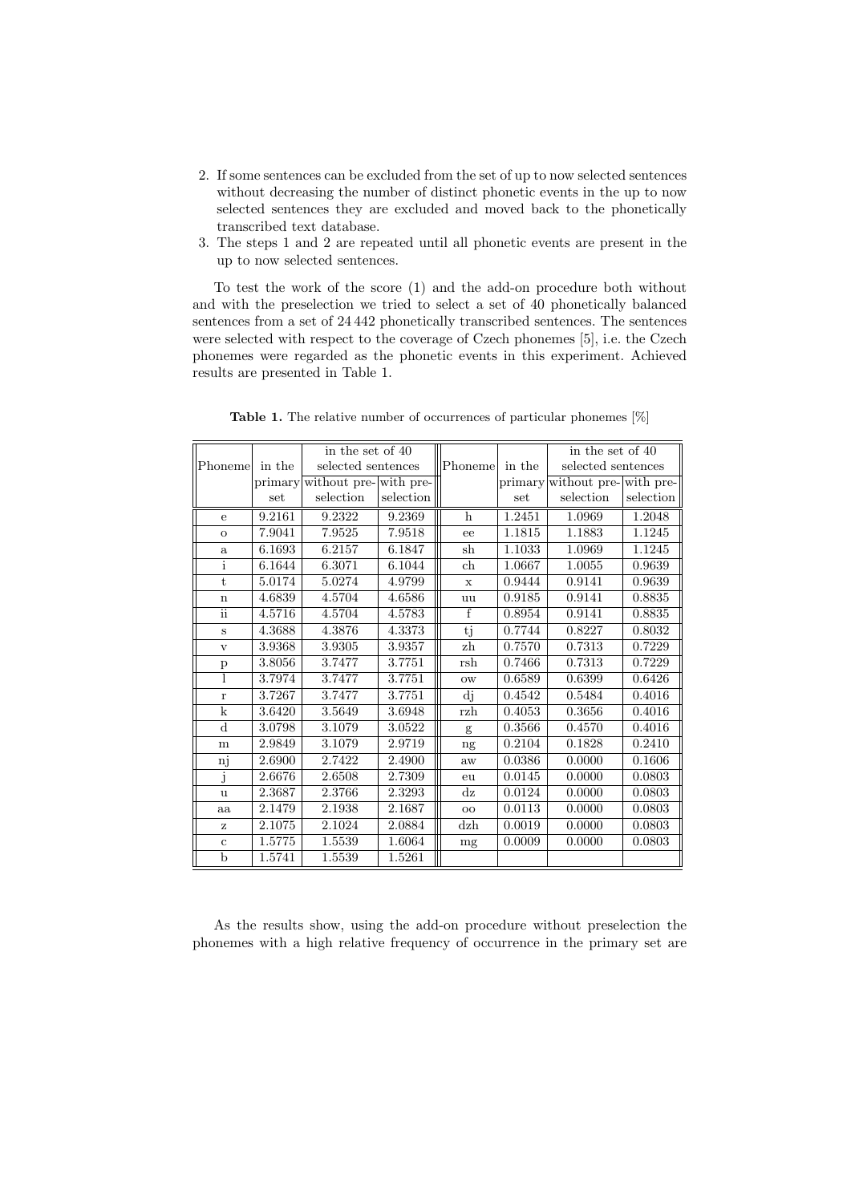2. If some sentences can be excluded from the set of up to now selected sentences without decreasing the number of distinct phonetic events in the up to now selected sentences they are excluded and moved back to the phonetically transcribed text database.
3. The steps 1 and 2 are repeated until all phonetic events are present in the up to now selected sentences.

To test the work of the score (1) and the add-on procedure both without and with the preselection we tried to select a set of 40 phonetically balanced sentences from a set of 24 442 phonetically transcribed sentences. The sentences were selected with respect to the coverage of Czech phonemes [5], i.e. the Czech phonemes were regarded as the phonetic events in this experiment. Achieved results are presented in Table 1.

**Table 1.** The relative number of occurrences of particular phonemes [%]

| Phoneme | in the primary set | in the set of 40 selected sentences | | Phoneme | in the primary set | in the set of 40 selected sentences | |
|---|---|---|---|---|---|---|---|
| | | without preselection | with preselection | | | without preselection | with preselection |
| e | 9.2161 | 9.2322 | 9.2369 | h | 1.2451 | 1.0969 | 1.2048 |
| o | 7.9041 | 7.9525 | 7.9518 | ee | 1.1815 | 1.1883 | 1.1245 |
| a | 6.1693 | 6.2157 | 6.1847 | sh | 1.1033 | 1.0969 | 1.1245 |
| i | 6.1644 | 6.3071 | 6.1044 | ch | 1.0667 | 1.0055 | 0.9639 |
| t | 5.0174 | 5.0274 | 4.9799 | x | 0.9444 | 0.9141 | 0.9639 |
| n | 4.6839 | 4.5704 | 4.6586 | uu | 0.9185 | 0.9141 | 0.8835 |
| ii | 4.5716 | 4.5704 | 4.5783 | f | 0.8954 | 0.9141 | 0.8835 |
| s | 4.3688 | 4.3876 | 4.3373 | tj | 0.7744 | 0.8227 | 0.8032 |
| v | 3.9368 | 3.9305 | 3.9357 | zh | 0.7570 | 0.7313 | 0.7229 |
| p | 3.8056 | 3.7477 | 3.7751 | rsh | 0.7466 | 0.7313 | 0.7229 |
| l | 3.7974 | 3.7477 | 3.7751 | ow | 0.6589 | 0.6399 | 0.6426 |
| r | 3.7267 | 3.7477 | 3.7751 | dj | 0.4542 | 0.5484 | 0.4016 |
| k | 3.6420 | 3.5649 | 3.6948 | rzh | 0.4053 | 0.3656 | 0.4016 |
| d | 3.0798 | 3.1079 | 3.0522 | g | 0.3566 | 0.4570 | 0.4016 |
| m | 2.9849 | 3.1079 | 2.9719 | ng | 0.2104 | 0.1828 | 0.2410 |
| nj | 2.6900 | 2.7422 | 2.4900 | aw | 0.0386 | 0.0000 | 0.1606 |
| j | 2.6676 | 2.6508 | 2.7309 | eu | 0.0145 | 0.0000 | 0.0803 |
| u | 2.3687 | 2.3766 | 2.3293 | dz | 0.0124 | 0.0000 | 0.0803 |
| aa | 2.1479 | 2.1938 | 2.1687 | oo | 0.0113 | 0.0000 | 0.0803 |
| z | 2.1075 | 2.1024 | 2.0884 | dzh | 0.0019 | 0.0000 | 0.0803 |
| c | 1.5775 | 1.5539 | 1.6064 | mg | 0.0009 | 0.0000 | 0.0803 |
| b | 1.5741 | 1.5539 | 1.5261 | | | | |

As the results show, using the add-on procedure without preselection the phonemes with a high relative frequency of occurrence in the primary set are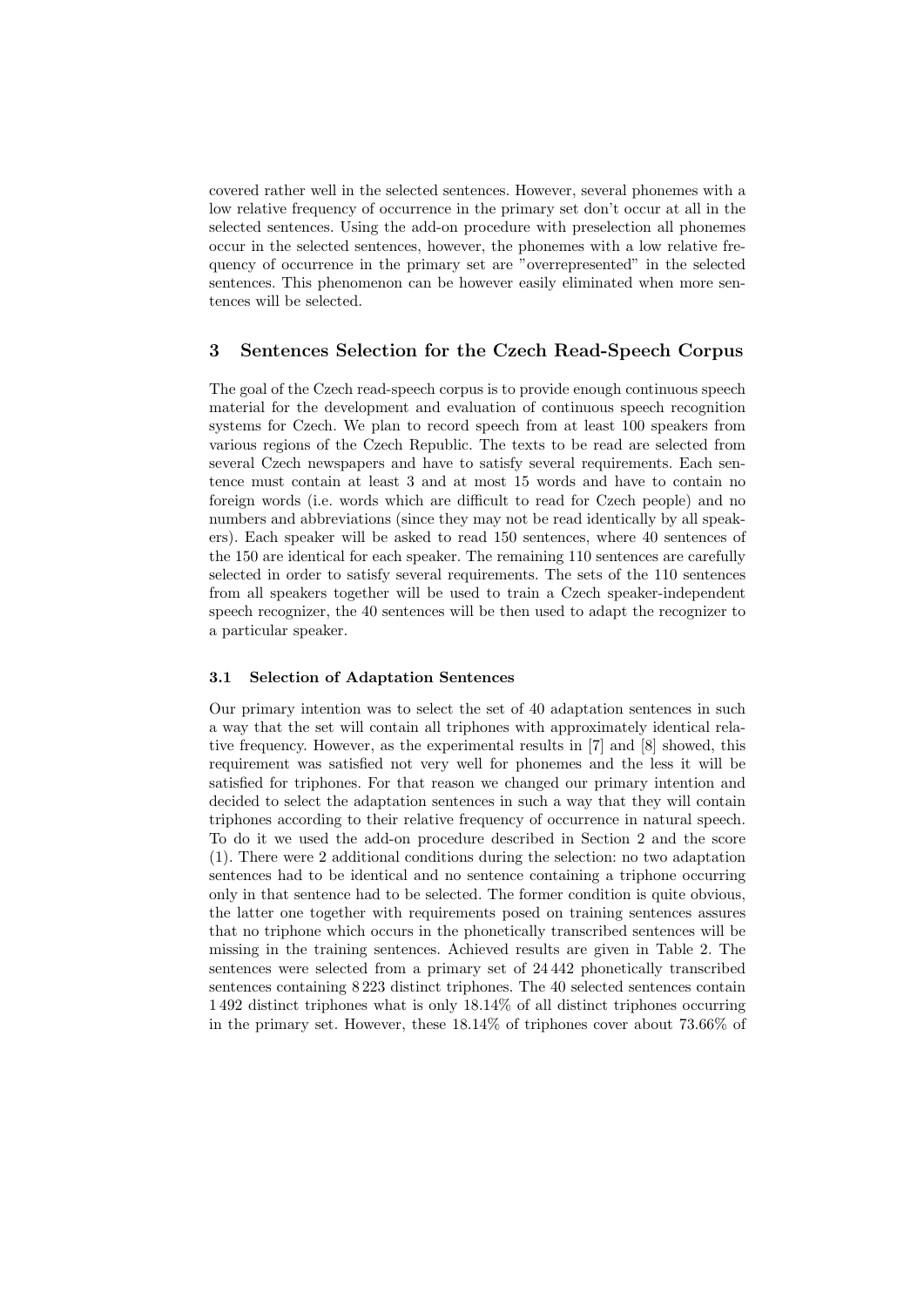covered rather well in the selected sentences. However, several phonemes with a low relative frequency of occurrence in the primary set don't occur at all in the selected sentences. Using the add-on procedure with preselection all phonemes occur in the selected sentences, however, the phonemes with a low relative frequency of occurrence in the primary set are "overrepresented" in the selected sentences. This phenomenon can be however easily eliminated when more sentences will be selected.

## 3 Sentences Selection for the Czech Read-Speech Corpus

The goal of the Czech read-speech corpus is to provide enough continuous speech material for the development and evaluation of continuous speech recognition systems for Czech. We plan to record speech from at least 100 speakers from various regions of the Czech Republic. The texts to be read are selected from several Czech newspapers and have to satisfy several requirements. Each sentence must contain at least 3 and at most 15 words and have to contain no foreign words (i.e. words which are difficult to read for Czech people) and no numbers and abbreviations (since they may not be read identically by all speakers). Each speaker will be asked to read 150 sentences, where 40 sentences of the 150 are identical for each speaker. The remaining 110 sentences are carefully selected in order to satisfy several requirements. The sets of the 110 sentences from all speakers together will be used to train a Czech speaker-independent speech recognizer, the 40 sentences will be then used to adapt the recognizer to a particular speaker.

### 3.1 Selection of Adaptation Sentences

Our primary intention was to select the set of 40 adaptation sentences in such a way that the set will contain all triphones with approximately identical relative frequency. However, as the experimental results in [7] and [8] showed, this requirement was satisfied not very well for phonemes and the less it will be satisfied for triphones. For that reason we changed our primary intention and decided to select the adaptation sentences in such a way that they will contain triphones according to their relative frequency of occurrence in natural speech. To do it we used the add-on procedure described in Section 2 and the score (1). There were 2 additional conditions during the selection: no two adaptation sentences had to be identical and no sentence containing a triphone occurring only in that sentence had to be selected. The former condition is quite obvious, the latter one together with requirements posed on training sentences assures that no triphone which occurs in the phonetically transcribed sentences will be missing in the training sentences. Achieved results are given in Table 2. The sentences were selected from a primary set of 24 442 phonetically transcribed sentences containing 8 223 distinct triphones. The 40 selected sentences contain 1 492 distinct triphones what is only 18.14% of all distinct triphones occurring in the primary set. However, these 18.14% of triphones cover about 73.66% of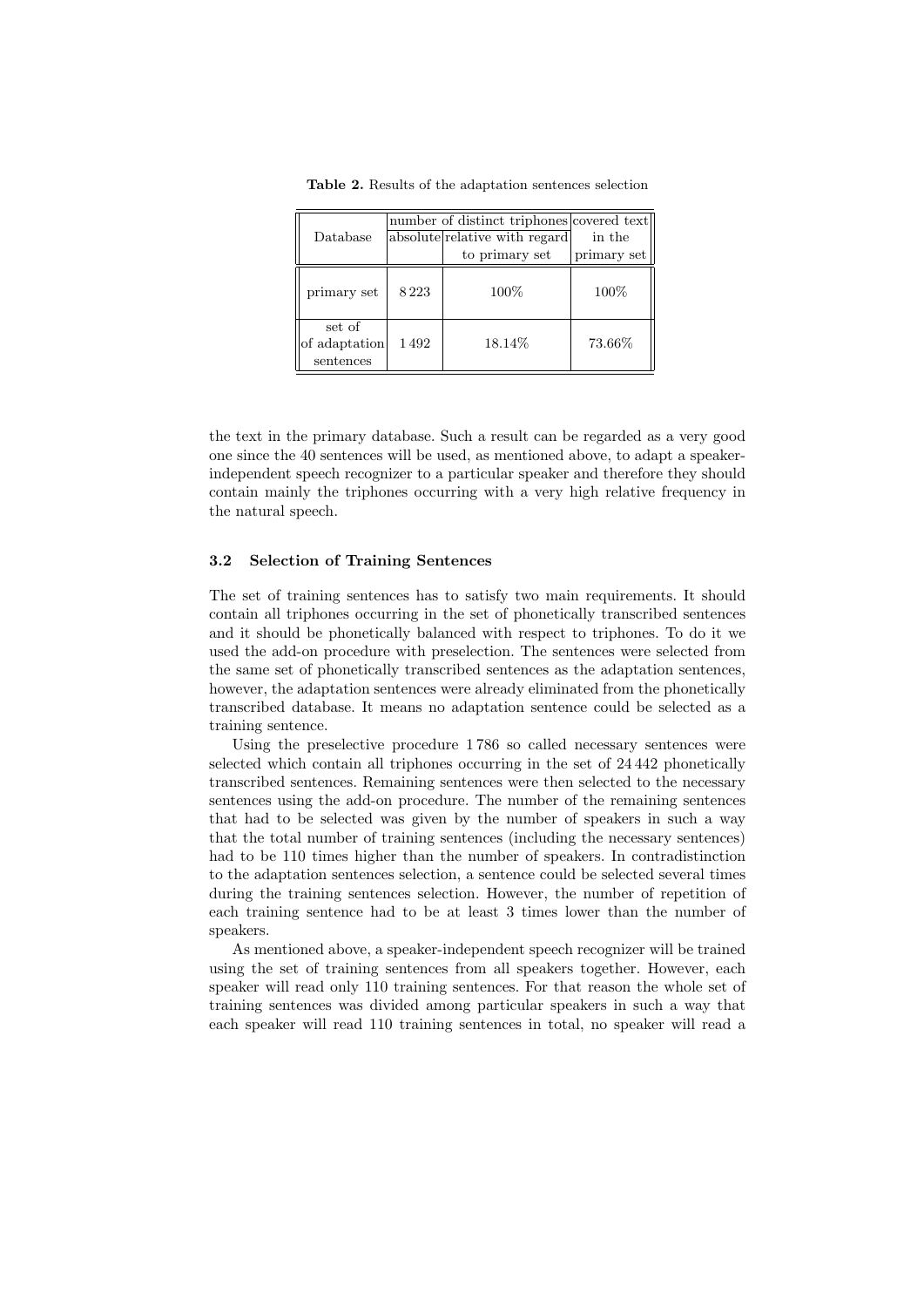**Table 2.** Results of the adaptation sentences selection

| Database | number of distinct triphones absolute | number of distinct triphones relative with regard to primary set | covered text in the primary set |
|---|---|---|---|
| primary set | 8 223 | 100% | 100% |
| set of of adaptation sentences | 1 492 | 18.14% | 73.66% |

the text in the primary database. Such a result can be regarded as a very good one since the 40 sentences will be used, as mentioned above, to adapt a speaker-independent speech recognizer to a particular speaker and therefore they should contain mainly the triphones occurring with a very high relative frequency in the natural speech.

### 3.2 Selection of Training Sentences

The set of training sentences has to satisfy two main requirements. It should contain all triphones occurring in the set of phonetically transcribed sentences and it should be phonetically balanced with respect to triphones. To do it we used the add-on procedure with preselection. The sentences were selected from the same set of phonetically transcribed sentences as the adaptation sentences, however, the adaptation sentences were already eliminated from the phonetically transcribed database. It means no adaptation sentence could be selected as a training sentence.

Using the preselective procedure 1 786 so called necessary sentences were selected which contain all triphones occurring in the set of 24 442 phonetically transcribed sentences. Remaining sentences were then selected to the necessary sentences using the add-on procedure. The number of the remaining sentences that had to be selected was given by the number of speakers in such a way that the total number of training sentences (including the necessary sentences) had to be 110 times higher than the number of speakers. In contradistinction to the adaptation sentences selection, a sentence could be selected several times during the training sentences selection. However, the number of repetition of each training sentence had to be at least 3 times lower than the number of speakers.

As mentioned above, a speaker-independent speech recognizer will be trained using the set of training sentences from all speakers together. However, each speaker will read only 110 training sentences. For that reason the whole set of training sentences was divided among particular speakers in such a way that each speaker will read 110 training sentences in total, no speaker will read a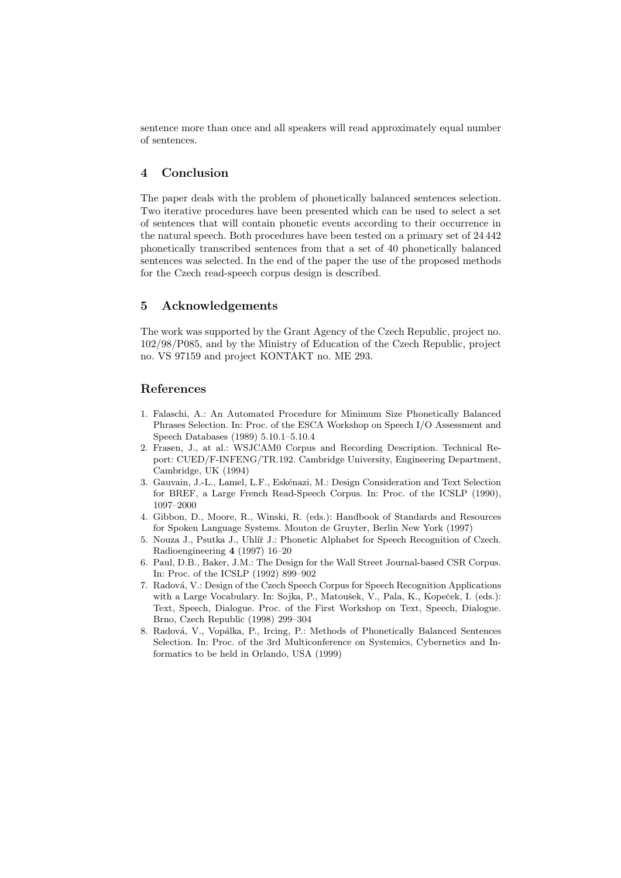sentence more than once and all speakers will read approximately equal number of sentences.

## 4 Conclusion

The paper deals with the problem of phonetically balanced sentences selection. Two iterative procedures have been presented which can be used to select a set of sentences that will contain phonetic events according to their occurrence in the natural speech. Both procedures have been tested on a primary set of 24 442 phonetically transcribed sentences from that a set of 40 phonetically balanced sentences was selected. In the end of the paper the use of the proposed methods for the Czech read-speech corpus design is described.

## 5 Acknowledgements

The work was supported by the Grant Agency of the Czech Republic, project no. 102/98/P085, and by the Ministry of Education of the Czech Republic, project no. VS 97159 and project KONTAKT no. ME 293.

## References

1. Falaschi, A.: An Automated Procedure for Minimum Size Phonetically Balanced Phrases Selection. In: Proc. of the ESCA Workshop on Speech I/O Assessment and Speech Databases (1989) 5.10.1–5.10.4
2. Frasen, J., at al.: WSJCAM0 Corpus and Recording Description. Technical Report: CUED/F-INFENG/TR.192. Cambridge University, Engineering Department, Cambridge, UK (1994)
3. Gauvain, J.-L., Lamel, L.F., Eskénazi, M.: Design Consideration and Text Selection for BREF, a Large French Read-Speech Corpus. In: Proc. of the ICSLP (1990), 1097–2000
4. Gibbon, D., Moore, R., Winski, R. (eds.): Handbook of Standards and Resources for Spoken Language Systems. Mouton de Gruyter, Berlin New York (1997)
5. Nouza J., Psutka J., Uhlíř J.: Phonetic Alphabet for Speech Recognition of Czech. Radioengineering **4** (1997) 16–20
6. Paul, D.B., Baker, J.M.: The Design for the Wall Street Journal-based CSR Corpus. In: Proc. of the ICSLP (1992) 899–902
7. Radová, V.: Design of the Czech Speech Corpus for Speech Recognition Applications with a Large Vocabulary. In: Sojka, P., Matoušek, V., Pala, K., Kopeček, I. (eds.): Text, Speech, Dialogue. Proc. of the First Workshop on Text, Speech, Dialogue. Brno, Czech Republic (1998) 299–304
8. Radová, V., Vopálka, P., Ircing, P.: Methods of Phonetically Balanced Sentences Selection. In: Proc. of the 3rd Multiconference on Systemics, Cybernetics and Informatics to be held in Orlando, USA (1999)